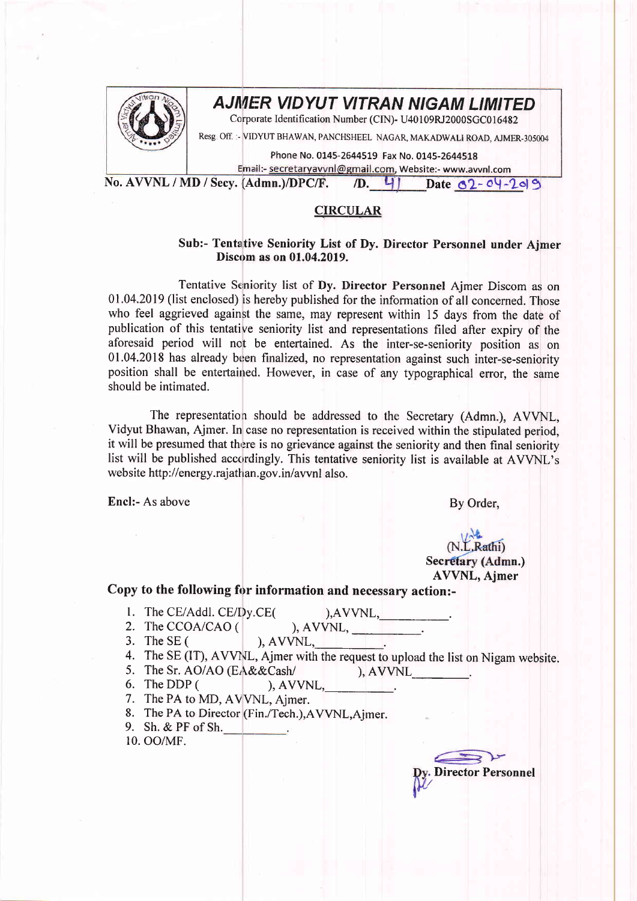# AJMER VIDYUT VITRAN NIGAM LIMITED

Corporate Identification Number (CIN)- U40109RJ2000SGC016482

Resg. Off. :- VIDYUT BHAWAN, PANCHSHEEL NAGAR, MAKADWALI ROAD, AJMER-305004

Phone No. 0145-2644519 Fax No. 0145-2644518

Email:- secretaryavvnl@gmail.com, Website:- www.avvnl.com

**No. AVVNL / MD / Secy. (Admn.)/DPC/F. /D. 41 Date 02-04-2019**

## CIRCULAR

**Sub:- Tentative Seniority List of Dy. Director Personnel under Ajmer Discom as on 01.04.2019.**

Tentative Seniority list of **Dy. Director Personnel** Ajmer Discom as on 01.04.2019 (list enclosed) is hereby published for the information of all concerned. Those who feel aggrieved against the same, may represent within 15 days from the date of publication of this tentative seniority list and representations filed after expiry of the aforesaid period will not be entertained. As the inter-se-seniority position as on 01.04.2018 has already been finalized, no representation against such inter-se-seniority position shall be entertained. However, in case of any typographical error, the same should be intimated.

The representation should be addressed to the Secretary (Admn.), AVVNL, Vidyut Bhawan, Ajmer. In case no representation is received within the stipulated period, it will be presumed that there is no grievance against the seniority and then final seniority list will be published accordingly. This tentative seniority list is available at AVVNL's website http://energy.rajathan.gov.in/avvnl also.

**Encl:-** As above

By Order,

(N.L.Rathi)
**Secretary (Admn.)**
**AVVNL, Ajmer**

**Copy to the following for information and necessary action:-**

1. The CE/Addl. CE/Dy.CE( ),AVVNL,\_\_\_\_\_\_\_\_\_\_.
2. The CCOA/CAO ( ), AVVNL, \_\_\_\_\_\_\_\_\_\_.
3. The SE ( ), AVVNL,\_\_\_\_\_\_\_\_\_\_.
4. The SE (IT), AVVNL, Ajmer with the request to upload the list on Nigam website.
5. The Sr. AO/AO (EA&&Cash/ ), AVVNL\_\_\_\_\_\_\_\_.
6. The DDP ( ), AVVNL,\_\_\_\_\_\_\_\_\_\_.
7. The PA to MD, AVVNL, Ajmer.
8. The PA to Director (Fin./Tech.),AVVNL,Ajmer.
9. Sh. & PF of Sh.\_\_\_\_\_\_\_\_\_\_.
10. OO/MF.

**Dy. Director Personnel**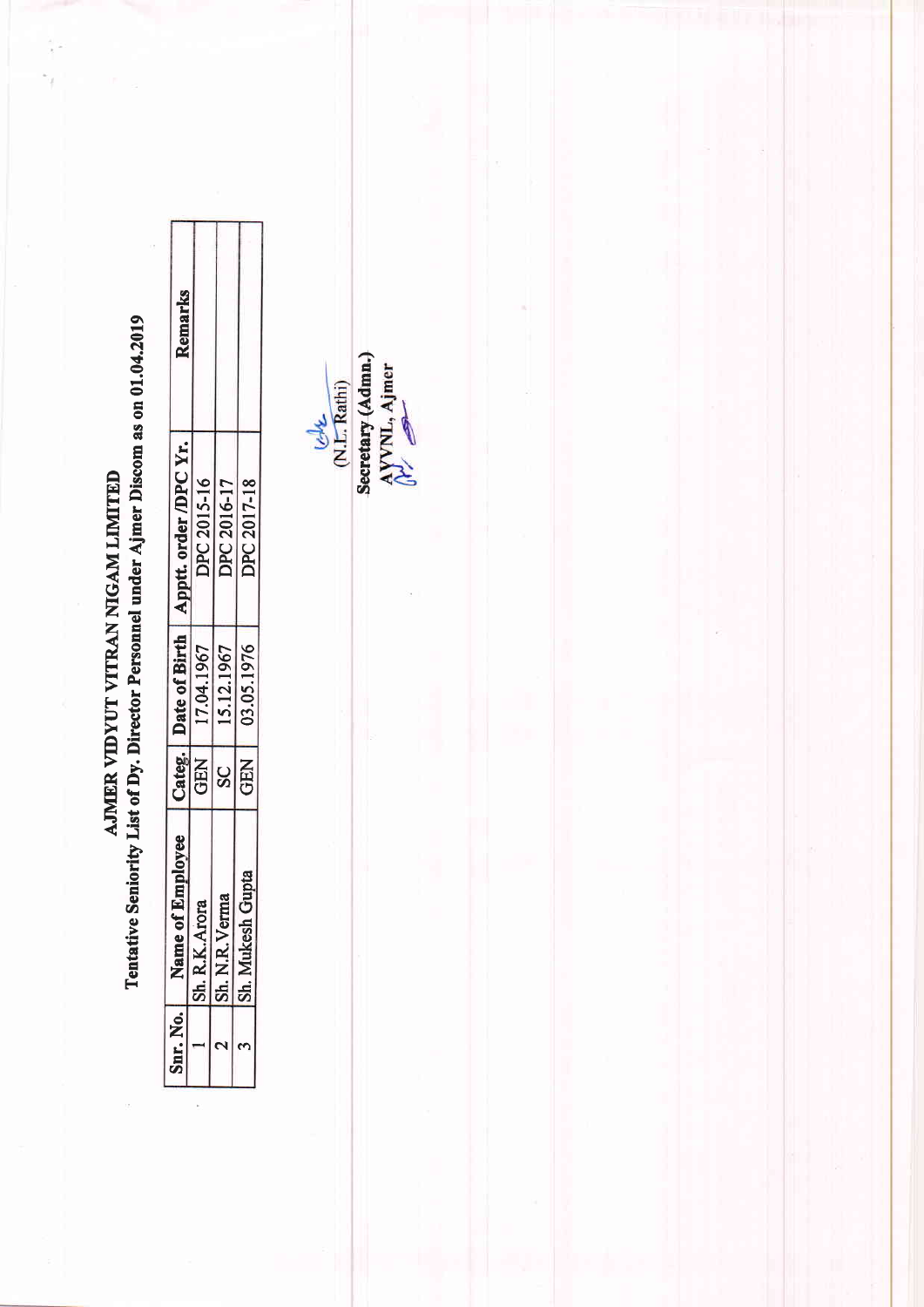# AJMER VIDYUT VITRAN NIGAM LIMITED

## Tentative Seniority List of Dy. Director Personnel under Ajmer Discom as on 01.04.2019

| Snr. No. | Name of Employee | Categ. | Date of Birth | Apptt. order /DPC Yr. | Remarks |
|---|---|---|---|---|---|
| 1 | Sh. R.K.Arora | GEN | 17.04.1967 | DPC 2015-16 | |
| 2 | Sh. N.R.Verma | SC | 15.12.1967 | DPC 2016-17 | |
| 3 | Sh. Mukesh Gupta | GEN | 03.05.1976 | DPC 2017-18 | |

(N.L. Rathi)
**Secretary (Admn.)**
**AVVNL, Ajmer**